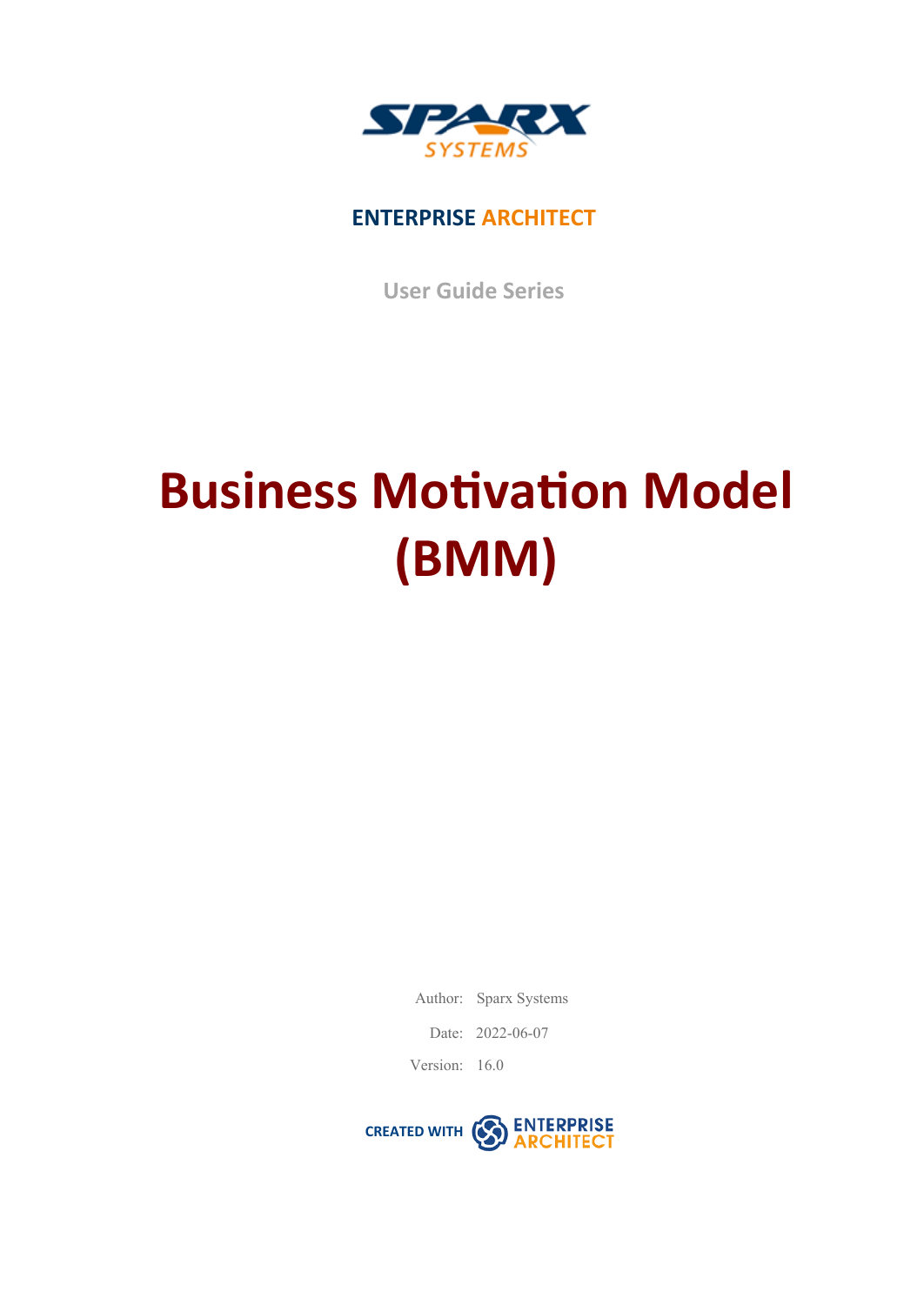ENTERPRISE ARCHITECT

User Guide Series

# Business Motivation Model (BMM)

Author: Sparx Systems

Date: 2022-06-07

Version: 16.0

CREATED WITH ENTERPRISE ARCHITECT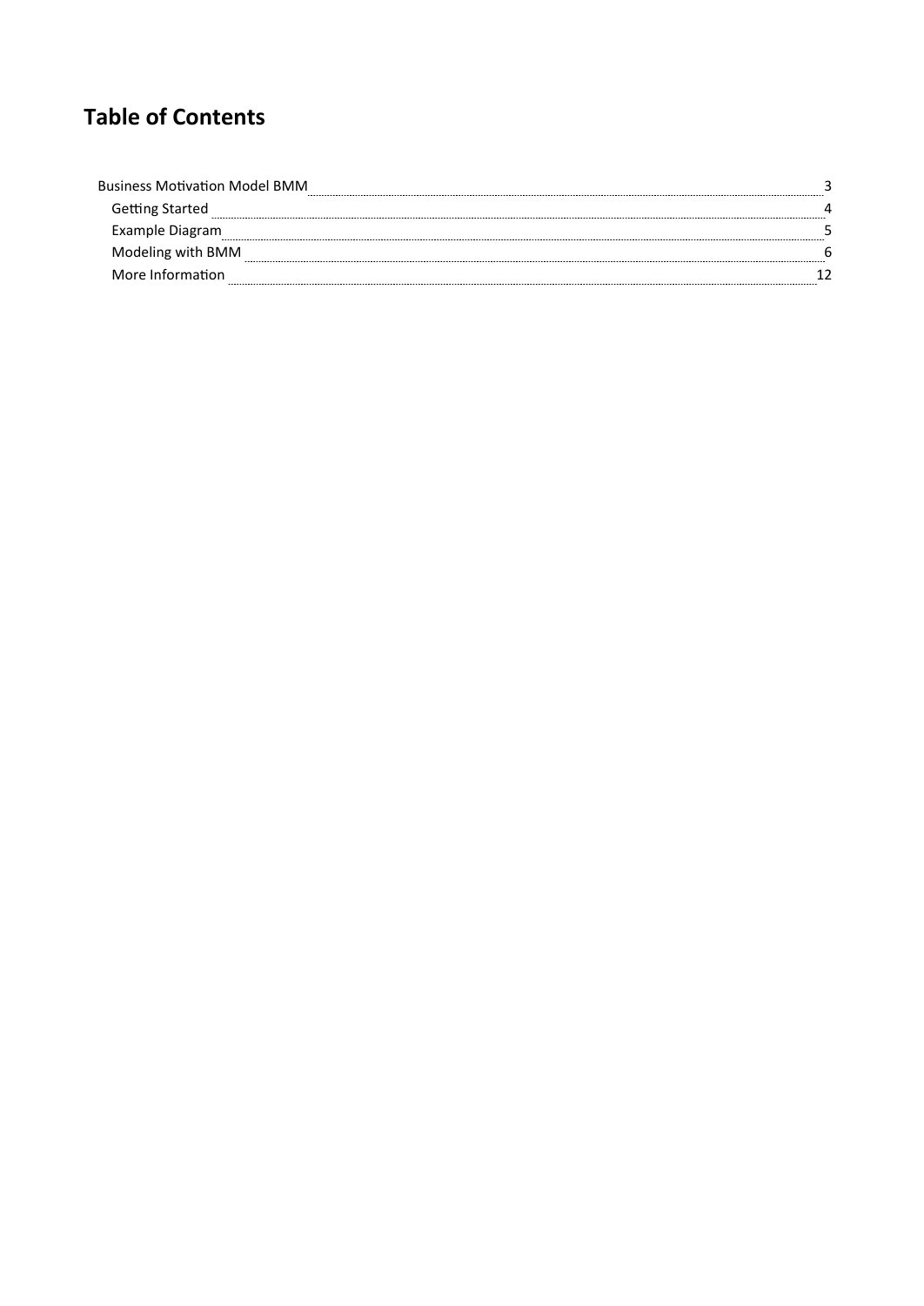# Table of Contents

- Business Motivation Model BMM ........ 3
  - Getting Started ........ 4
  - Example Diagram ........ 5
  - Modeling with BMM ........ 6
  - More Information ........ 12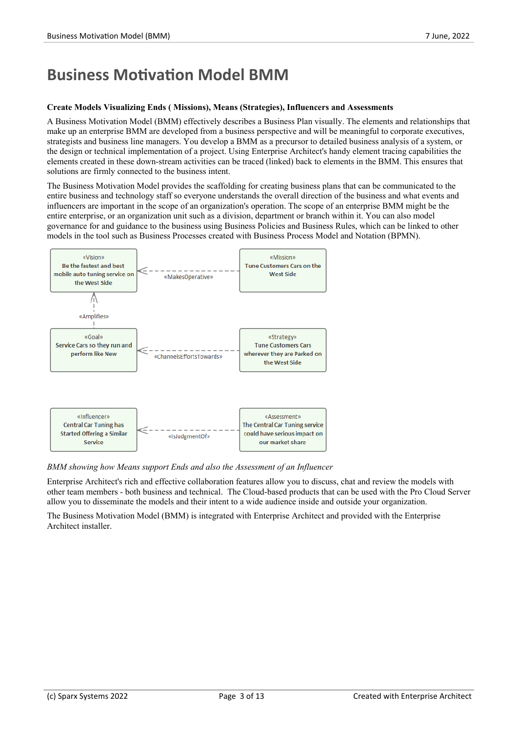# Business Motivation Model BMM

**Create Models Visualizing Ends ( Missions), Means (Strategies), Influencers and Assessments**

A Business Motivation Model (BMM) effectively describes a Business Plan visually. The elements and relationships that make up an enterprise BMM are developed from a business perspective and will be meaningful to corporate executives, strategists and business line managers. You develop a BMM as a precursor to detailed business analysis of a system, or the design or technical implementation of a project. Using Enterprise Architect's handy element tracing capabilities the elements created in these down-stream activities can be traced (linked) back to elements in the BMM. This ensures that solutions are firmly connected to the business intent.

The Business Motivation Model provides the scaffolding for creating business plans that can be communicated to the entire business and technology staff so everyone understands the overall direction of the business and what events and influencers are important in the scope of an organization's operation. The scope of an enterprise BMM might be the entire enterprise, or an organization unit such as a division, department or branch within it. You can also model governance for and guidance to the business using Business Policies and Business Rules, which can be linked to other models in the tool such as Business Processes created with Business Process Model and Notation (BPMN).

«Vision» Be the fastest and best mobile auto tuning service on the West Side

«Mission» Tune Customers Cars on the West Side — «MakesOperative» → Vision

«Goal» Service Cars so they run and perform like New — «Amplifies» → Vision

«Strategy» Tune Customers Cars wherever they are Parked on the West Side — «ChannelsEffortsTowards» → Goal

«Assessment» The Central Car Tuning service could have serious impact on our market share — «IsJudgmentOf» → «Influencer» Central Car Tuning has Started Offering a Similar Service

*BMM showing how Means support Ends and also the Assessment of an Influencer*

Enterprise Architect's rich and effective collaboration features allow you to discuss, chat and review the models with other team members - both business and technical. The Cloud-based products that can be used with the Pro Cloud Server allow you to disseminate the models and their intent to a wide audience inside and outside your organization.

The Business Motivation Model (BMM) is integrated with Enterprise Architect and provided with the Enterprise Architect installer.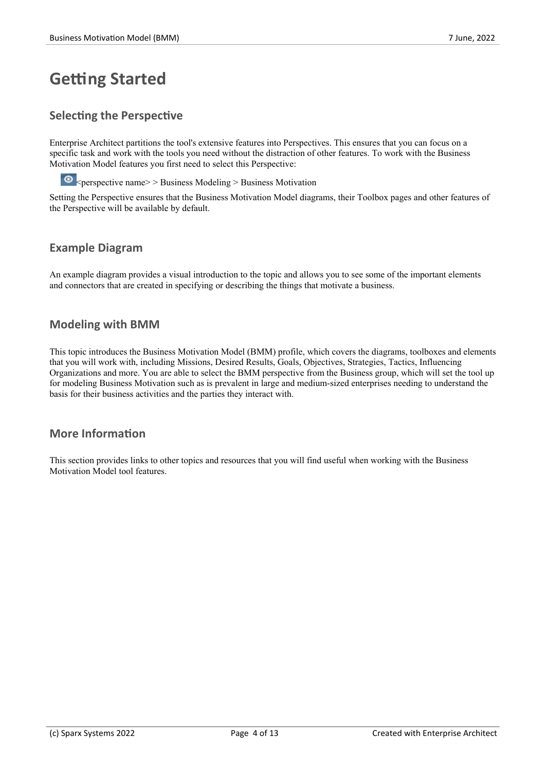# Getting Started

## Selecting the Perspective

Enterprise Architect partitions the tool's extensive features into Perspectives. This ensures that you can focus on a specific task and work with the tools you need without the distraction of other features. To work with the Business Motivation Model features you first need to select this Perspective:

<perspective name> > Business Modeling > Business Motivation

Setting the Perspective ensures that the Business Motivation Model diagrams, their Toolbox pages and other features of the Perspective will be available by default.

## Example Diagram

An example diagram provides a visual introduction to the topic and allows you to see some of the important elements and connectors that are created in specifying or describing the things that motivate a business.

## Modeling with BMM

This topic introduces the Business Motivation Model (BMM) profile, which covers the diagrams, toolboxes and elements that you will work with, including Missions, Desired Results, Goals, Objectives, Strategies, Tactics, Influencing Organizations and more. You are able to select the BMM perspective from the Business group, which will set the tool up for modeling Business Motivation such as is prevalent in large and medium-sized enterprises needing to understand the basis for their business activities and the parties they interact with.

## More Information

This section provides links to other topics and resources that you will find useful when working with the Business Motivation Model tool features.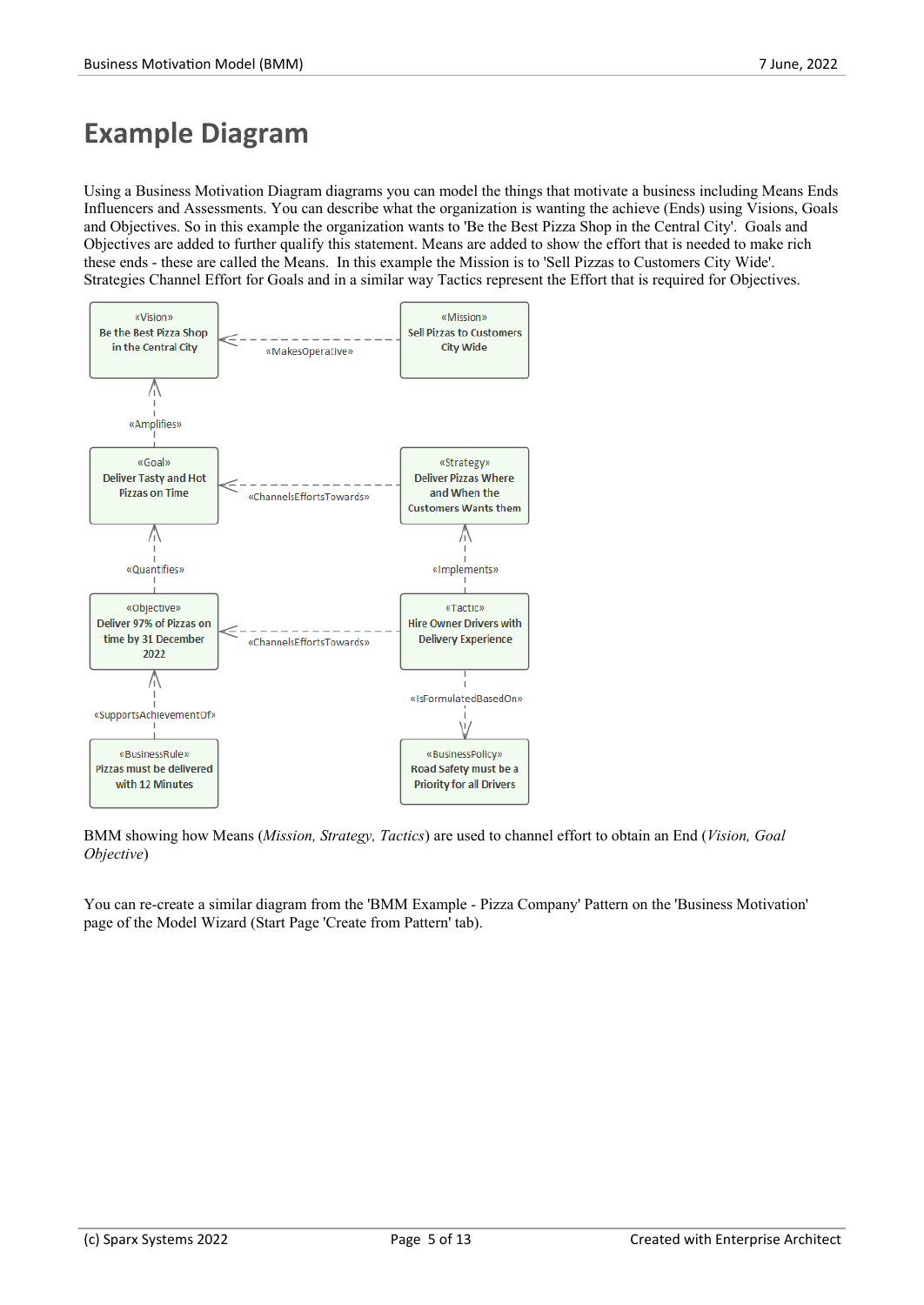# Example Diagram

Using a Business Motivation Diagram diagrams you can model the things that motivate a business including Means Ends Influencers and Assessments. You can describe what the organization is wanting the achieve (Ends) using Visions, Goals and Objectives. So in this example the organization wants to 'Be the Best Pizza Shop in the Central City'. Goals and Objectives are added to further qualify this statement. Means are added to show the effort that is needed to make rich these ends - these are called the Means. In this example the Mission is to 'Sell Pizzas to Customers City Wide'. Strategies Channel Effort for Goals and in a similar way Tactics represent the Effort that is required for Objectives.

BMM showing how Means (*Mission, Strategy, Tactics*) are used to channel effort to obtain an End (*Vision, Goal Objective*)

You can re-create a similar diagram from the 'BMM Example - Pizza Company' Pattern on the 'Business Motivation' page of the Model Wizard (Start Page 'Create from Pattern' tab).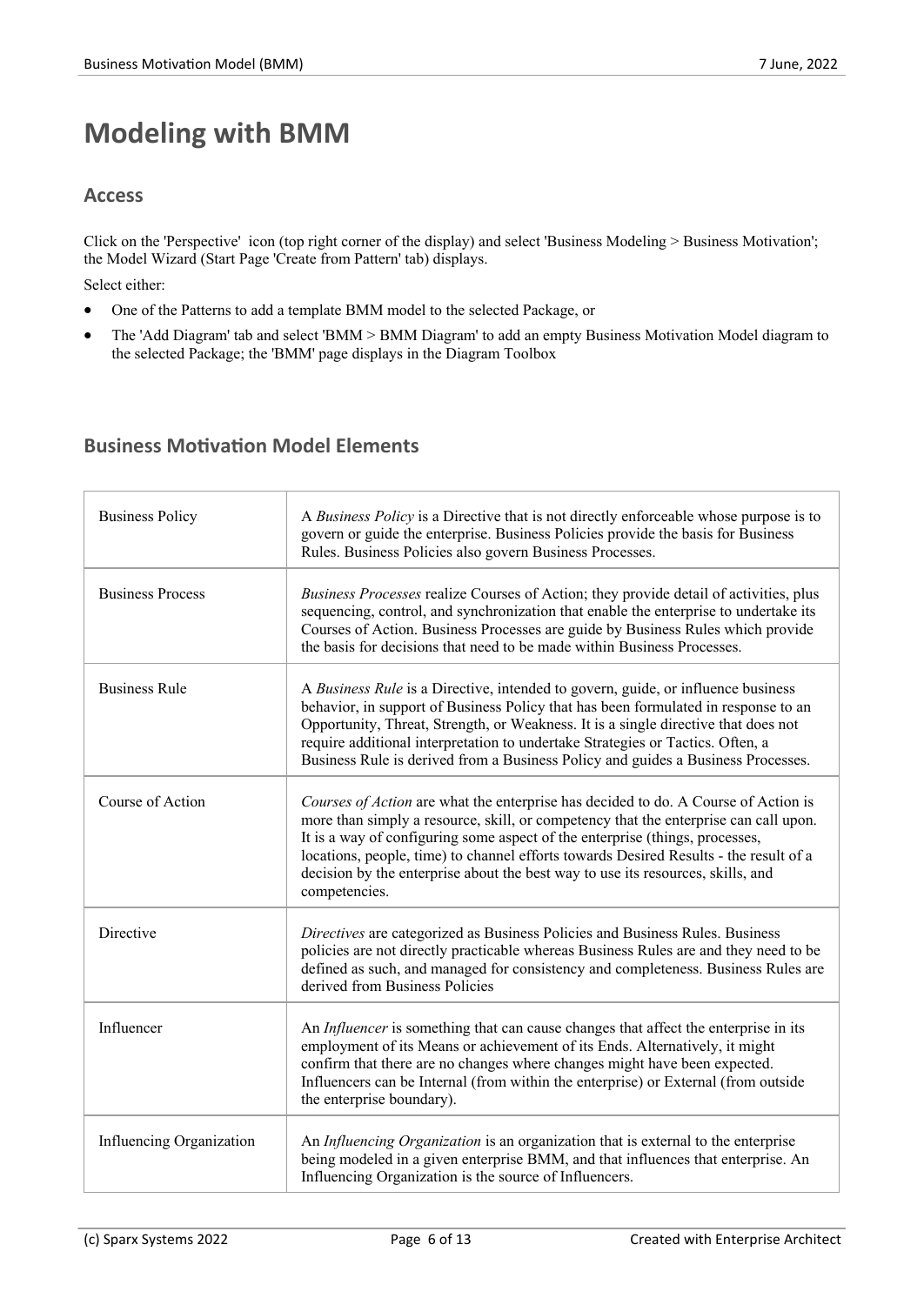# Modeling with BMM

## Access

Click on the 'Perspective' icon (top right corner of the display) and select 'Business Modeling > Business Motivation'; the Model Wizard (Start Page 'Create from Pattern' tab) displays.

Select either:

- One of the Patterns to add a template BMM model to the selected Package, or
- The 'Add Diagram' tab and select 'BMM > BMM Diagram' to add an empty Business Motivation Model diagram to the selected Package; the 'BMM' page displays in the Diagram Toolbox

## Business Motivation Model Elements

| | |
|---|---|
| Business Policy | A *Business Policy* is a Directive that is not directly enforceable whose purpose is to govern or guide the enterprise. Business Policies provide the basis for Business Rules. Business Policies also govern Business Processes. |
| Business Process | *Business Processes* realize Courses of Action; they provide detail of activities, plus sequencing, control, and synchronization that enable the enterprise to undertake its Courses of Action. Business Processes are guide by Business Rules which provide the basis for decisions that need to be made within Business Processes. |
| Business Rule | A *Business Rule* is a Directive, intended to govern, guide, or influence business behavior, in support of Business Policy that has been formulated in response to an Opportunity, Threat, Strength, or Weakness. It is a single directive that does not require additional interpretation to undertake Strategies or Tactics. Often, a Business Rule is derived from a Business Policy and guides a Business Processes. |
| Course of Action | *Courses of Action* are what the enterprise has decided to do. A Course of Action is more than simply a resource, skill, or competency that the enterprise can call upon. It is a way of configuring some aspect of the enterprise (things, processes, locations, people, time) to channel efforts towards Desired Results - the result of a decision by the enterprise about the best way to use its resources, skills, and competencies. |
| Directive | *Directives* are categorized as Business Policies and Business Rules. Business policies are not directly practicable whereas Business Rules are and they need to be defined as such, and managed for consistency and completeness. Business Rules are derived from Business Policies |
| Influencer | An *Influencer* is something that can cause changes that affect the enterprise in its employment of its Means or achievement of its Ends. Alternatively, it might confirm that there are no changes where changes might have been expected. Influencers can be Internal (from within the enterprise) or External (from outside the enterprise boundary). |
| Influencing Organization | An *Influencing Organization* is an organization that is external to the enterprise being modeled in a given enterprise BMM, and that influences that enterprise. An Influencing Organization is the source of Influencers. |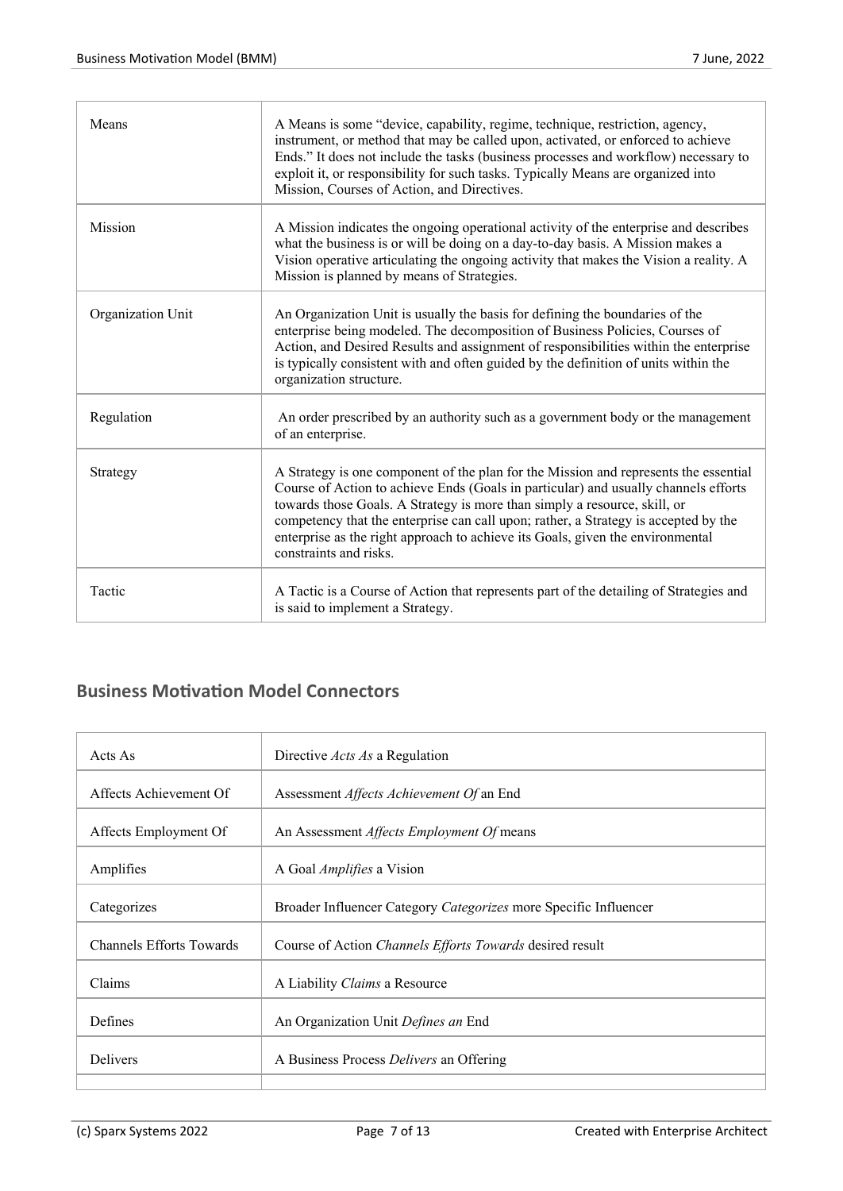| | |
|---|---|
| Means | A Means is some "device, capability, regime, technique, restriction, agency, instrument, or method that may be called upon, activated, or enforced to achieve Ends." It does not include the tasks (business processes and workflow) necessary to exploit it, or responsibility for such tasks. Typically Means are organized into Mission, Courses of Action, and Directives. |
| Mission | A Mission indicates the ongoing operational activity of the enterprise and describes what the business is or will be doing on a day-to-day basis. A Mission makes a Vision operative articulating the ongoing activity that makes the Vision a reality. A Mission is planned by means of Strategies. |
| Organization Unit | An Organization Unit is usually the basis for defining the boundaries of the enterprise being modeled. The decomposition of Business Policies, Courses of Action, and Desired Results and assignment of responsibilities within the enterprise is typically consistent with and often guided by the definition of units within the organization structure. |
| Regulation | An order prescribed by an authority such as a government body or the management of an enterprise. |
| Strategy | A Strategy is one component of the plan for the Mission and represents the essential Course of Action to achieve Ends (Goals in particular) and usually channels efforts towards those Goals. A Strategy is more than simply a resource, skill, or competency that the enterprise can call upon; rather, a Strategy is accepted by the enterprise as the right approach to achieve its Goals, given the environmental constraints and risks. |
| Tactic | A Tactic is a Course of Action that represents part of the detailing of Strategies and is said to implement a Strategy. |

## Business Motivation Model Connectors

| | |
|---|---|
| Acts As | Directive *Acts As* a Regulation |
| Affects Achievement Of | Assessment *Affects Achievement Of* an End |
| Affects Employment Of | An Assessment *Affects Employment Of* means |
| Amplifies | A Goal *Amplifies* a Vision |
| Categorizes | Broader Influencer Category *Categorizes* more Specific Influencer |
| Channels Efforts Towards | Course of Action *Channels Efforts Towards* desired result |
| Claims | A Liability *Claims* a Resource |
| Defines | An Organization Unit *Defines an* End |
| Delivers | A Business Process *Delivers* an Offering |
| | |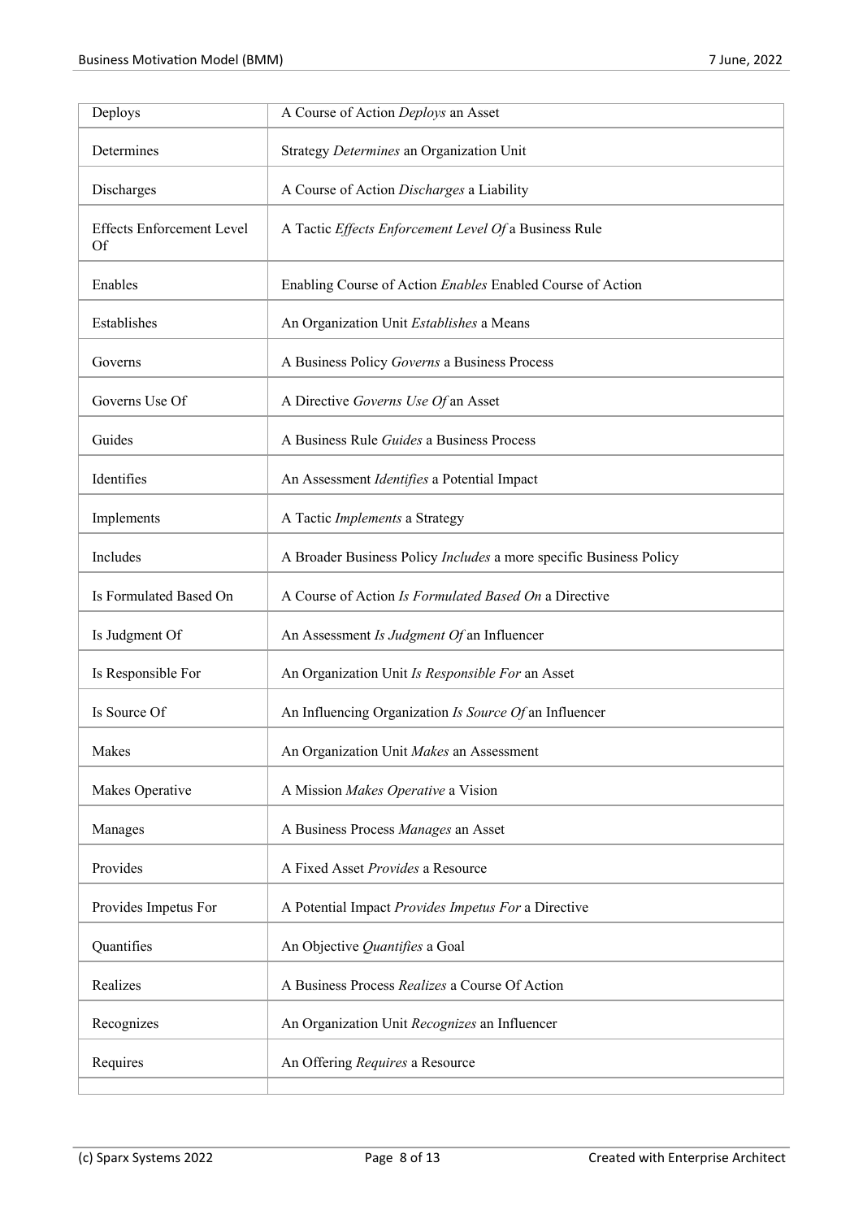| | |
|---|---|
| Deploys | A Course of Action *Deploys* an Asset |
| Determines | Strategy *Determines* an Organization Unit |
| Discharges | A Course of Action *Discharges* a Liability |
| Effects Enforcement Level Of | A Tactic *Effects Enforcement Level Of* a Business Rule |
| Enables | Enabling Course of Action *Enables* Enabled Course of Action |
| Establishes | An Organization Unit *Establishes* a Means |
| Governs | A Business Policy *Governs* a Business Process |
| Governs Use Of | A Directive *Governs Use Of* an Asset |
| Guides | A Business Rule *Guides* a Business Process |
| Identifies | An Assessment *Identifies* a Potential Impact |
| Implements | A Tactic *Implements* a Strategy |
| Includes | A Broader Business Policy *Includes* a more specific Business Policy |
| Is Formulated Based On | A Course of Action *Is Formulated Based On* a Directive |
| Is Judgment Of | An Assessment *Is Judgment Of* an Influencer |
| Is Responsible For | An Organization Unit *Is Responsible For* an Asset |
| Is Source Of | An Influencing Organization *Is Source Of* an Influencer |
| Makes | An Organization Unit *Makes* an Assessment |
| Makes Operative | A Mission *Makes Operative* a Vision |
| Manages | A Business Process *Manages* an Asset |
| Provides | A Fixed Asset *Provides* a Resource |
| Provides Impetus For | A Potential Impact *Provides Impetus For* a Directive |
| Quantifies | An Objective *Quantifies* a Goal |
| Realizes | A Business Process *Realizes* a Course Of Action |
| Recognizes | An Organization Unit *Recognizes* an Influencer |
| Requires | An Offering *Requires* a Resource |
| | |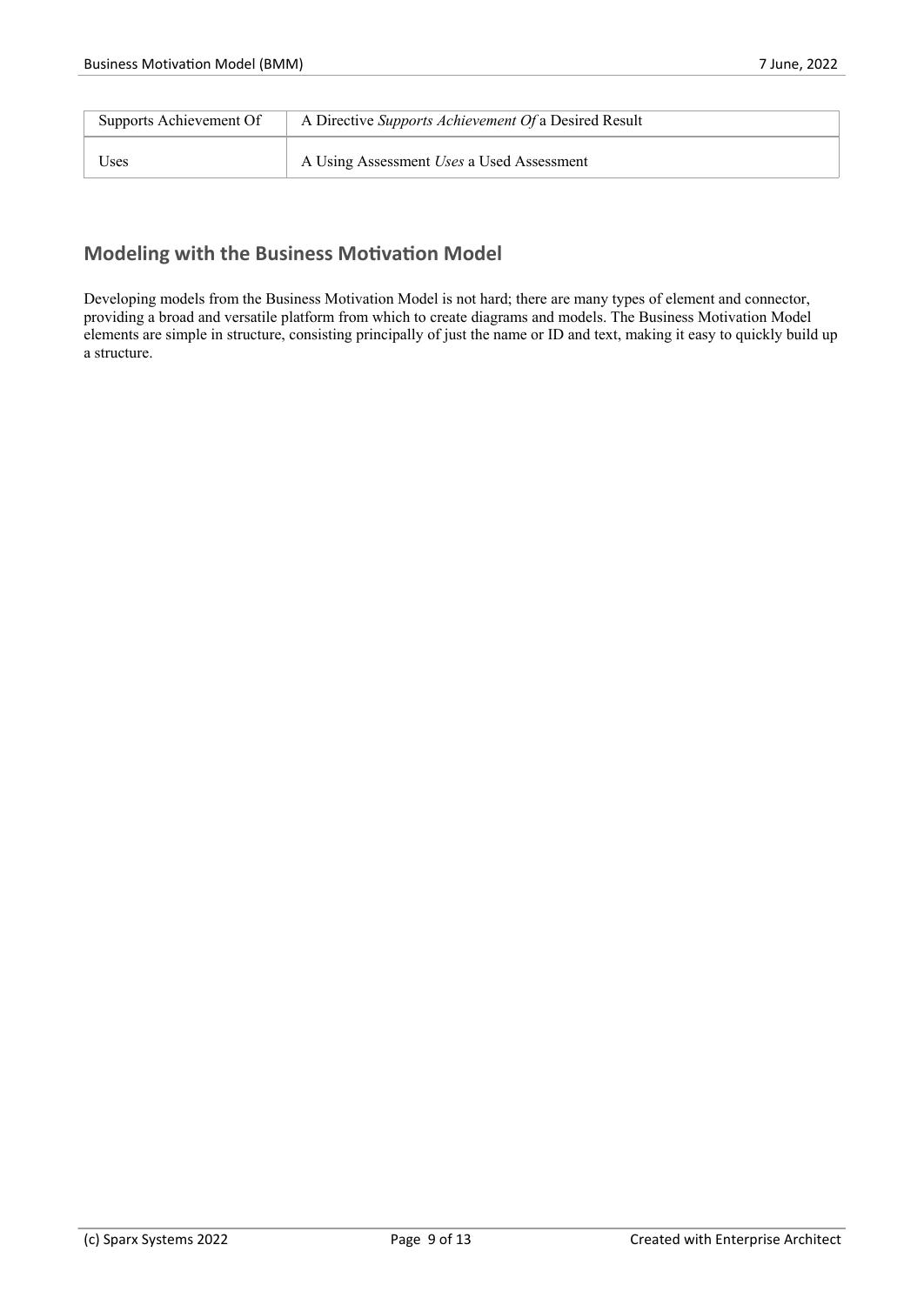| Supports Achievement Of | A Directive *Supports Achievement Of* a Desired Result |
| --- | --- |
| Uses | A Using Assessment *Uses* a Used Assessment |

## Modeling with the Business Motivation Model

Developing models from the Business Motivation Model is not hard; there are many types of element and connector, providing a broad and versatile platform from which to create diagrams and models. The Business Motivation Model elements are simple in structure, consisting principally of just the name or ID and text, making it easy to quickly build up a structure.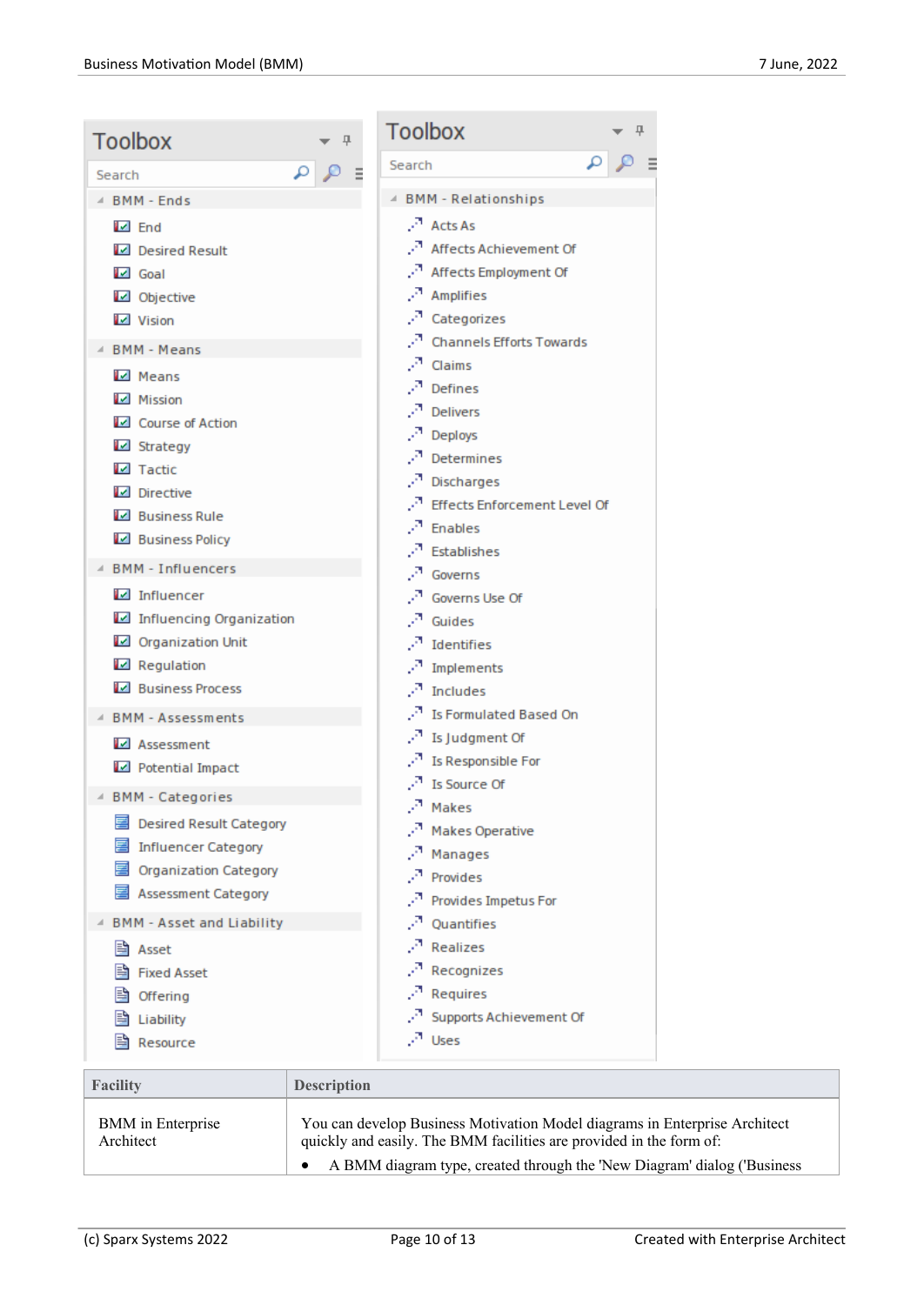**Toolbox**

Search

BMM - Ends

- End
- Desired Result
- Goal
- Objective
- Vision

BMM - Means

- Means
- Mission
- Course of Action
- Strategy
- Tactic
- Directive
- Business Rule
- Business Policy

BMM - Influencers

- Influencer
- Influencing Organization
- Organization Unit
- Regulation
- Business Process

BMM - Assessments

- Assessment
- Potential Impact

BMM - Categories

- Desired Result Category
- Influencer Category
- Organization Category
- Assessment Category

BMM - Asset and Liability

- Asset
- Fixed Asset
- Offering
- Liability
- Resource

**Toolbox**

Search

BMM - Relationships

- Acts As
- Affects Achievement Of
- Affects Employment Of
- Amplifies
- Categorizes
- Channels Efforts Towards
- Claims
- Defines
- Delivers
- Deploys
- Determines
- Discharges
- Effects Enforcement Level Of
- Enables
- Establishes
- Governs
- Governs Use Of
- Guides
- Identifies
- Implements
- Includes
- Is Formulated Based On
- Is Judgment Of
- Is Responsible For
- Is Source Of
- Makes
- Makes Operative
- Manages
- Provides
- Provides Impetus For
- Quantifies
- Realizes
- Recognizes
- Requires
- Supports Achievement Of
- Uses

| Facility | Description |
| --- | --- |
| BMM in Enterprise Architect | You can develop Business Motivation Model diagrams in Enterprise Architect quickly and easily. The BMM facilities are provided in the form of:<br>• A BMM diagram type, created through the 'New Diagram' dialog ('Business |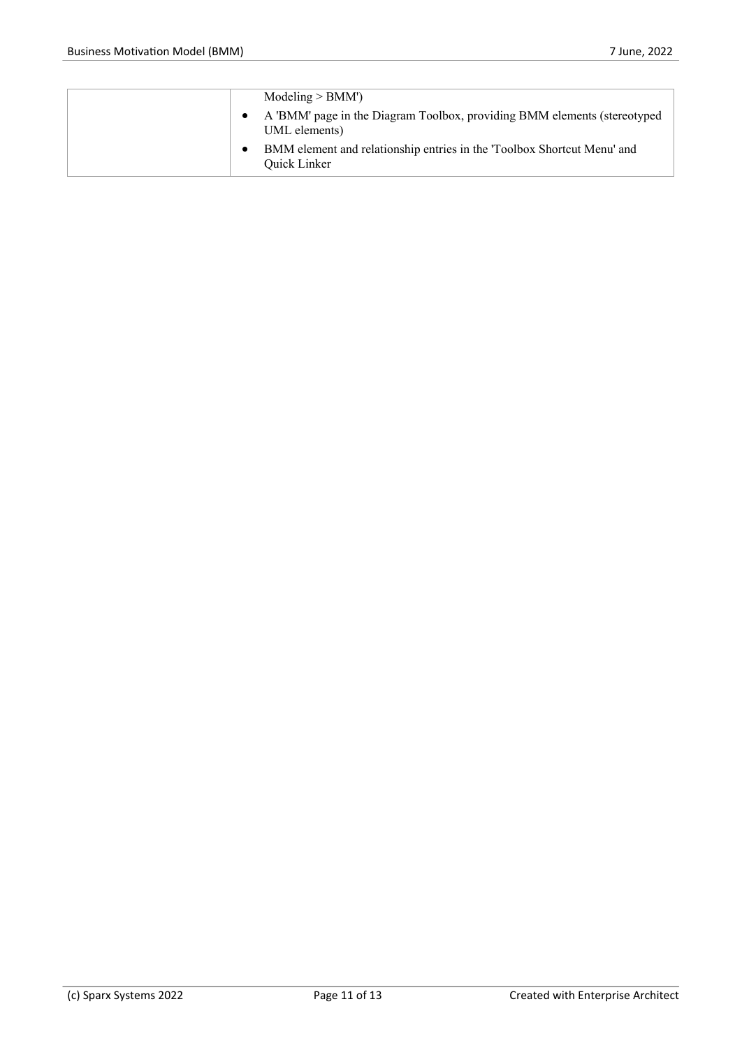| | Modeling > BMM')<br>• A 'BMM' page in the Diagram Toolbox, providing BMM elements (stereotyped UML elements)<br>• BMM element and relationship entries in the 'Toolbox Shortcut Menu' and Quick Linker |
|---|---|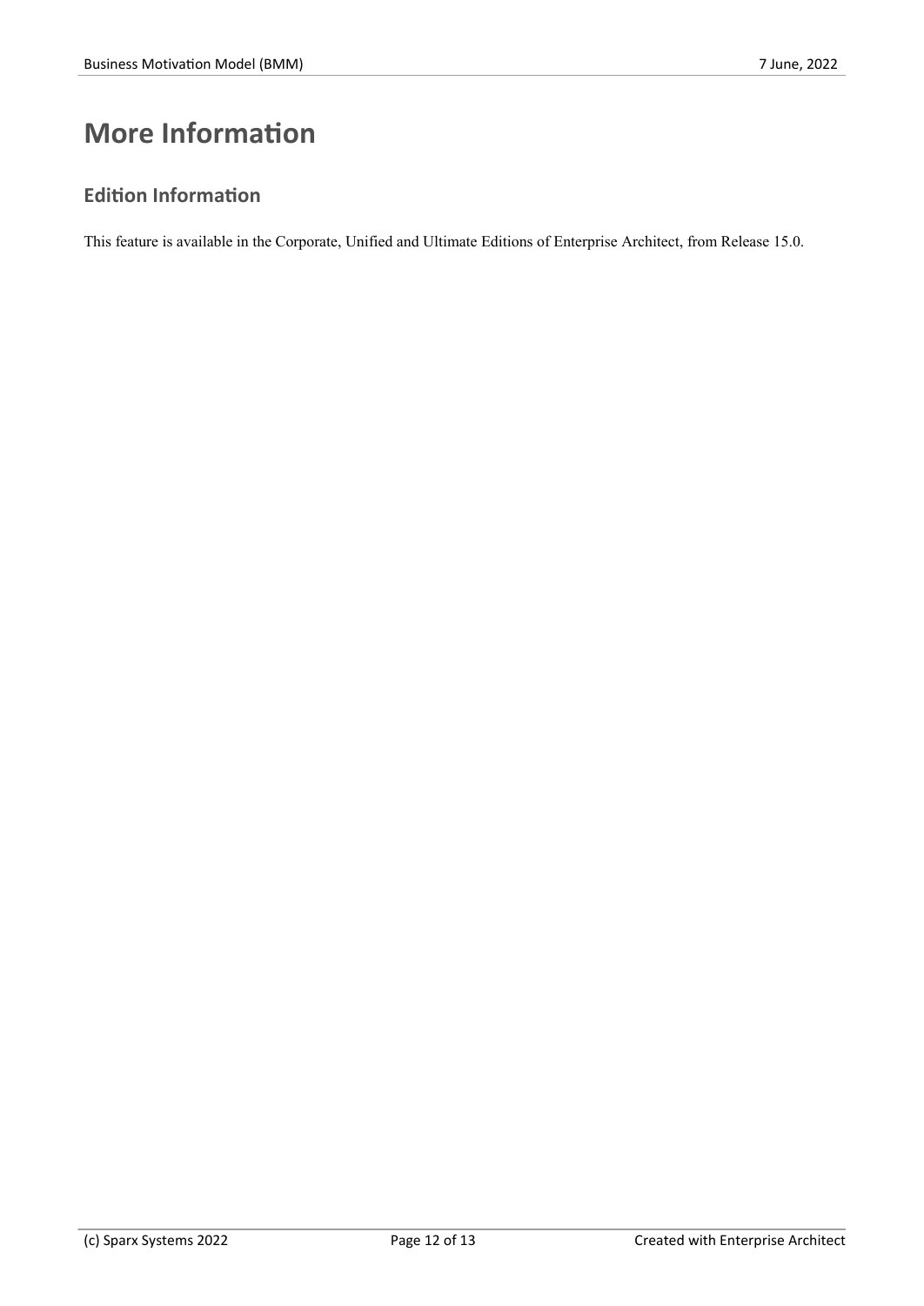# More Information

## Edition Information

This feature is available in the Corporate, Unified and Ultimate Editions of Enterprise Architect, from Release 15.0.